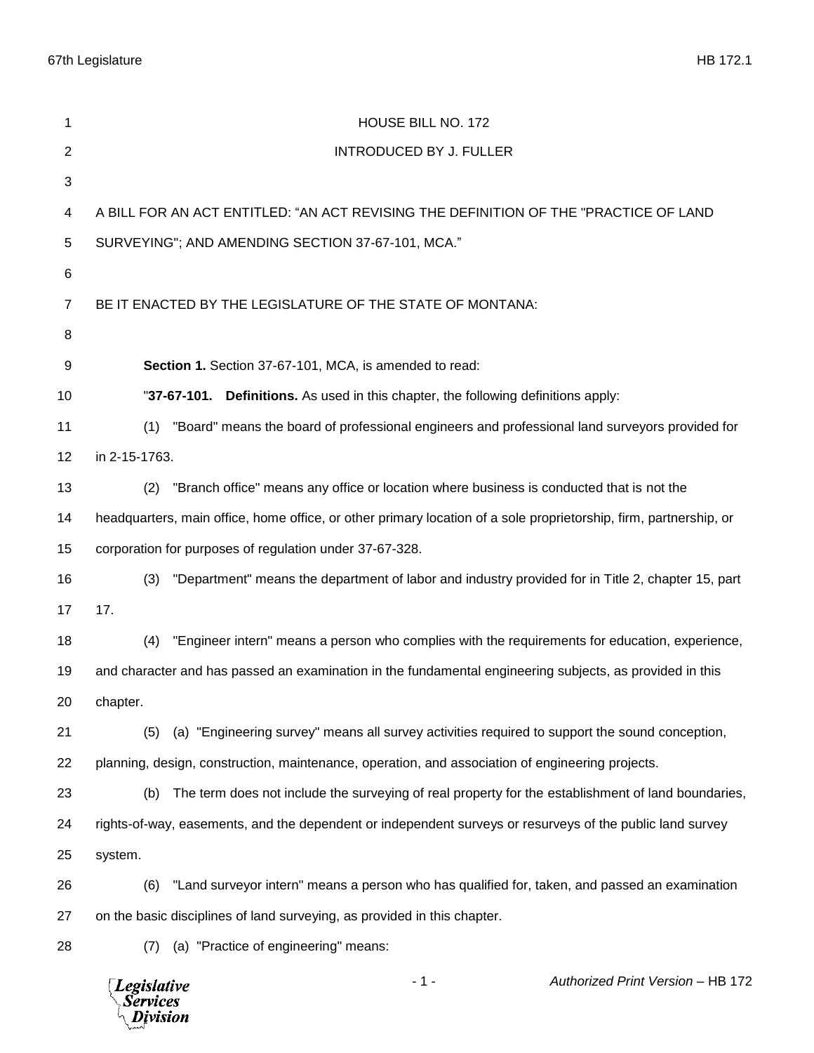HOUSE BILL NO. 172

INTRODUCED BY J. FULLER

A BILL FOR AN ACT ENTITLED: "AN ACT REVISING THE DEFINITION OF THE "PRACTICE OF LAND SURVEYING"; AND AMENDING SECTION 37-67-101, MCA."

BE IT ENACTED BY THE LEGISLATURE OF THE STATE OF MONTANA:

**Section 1.** Section 37-67-101, MCA, is amended to read:

"**37-67-101. Definitions.** As used in this chapter, the following definitions apply:

(1) "Board" means the board of professional engineers and professional land surveyors provided for in 2-15-1763.

(2) "Branch office" means any office or location where business is conducted that is not the headquarters, main office, home office, or other primary location of a sole proprietorship, firm, partnership, or corporation for purposes of regulation under 37-67-328.

(3) "Department" means the department of labor and industry provided for in Title 2, chapter 15, part 17.

(4) "Engineer intern" means a person who complies with the requirements for education, experience, and character and has passed an examination in the fundamental engineering subjects, as provided in this chapter.

(5) (a) "Engineering survey" means all survey activities required to support the sound conception, planning, design, construction, maintenance, operation, and association of engineering projects.

(b) The term does not include the surveying of real property for the establishment of land boundaries, rights-of-way, easements, and the dependent or independent surveys or resurveys of the public land survey system.

(6) "Land surveyor intern" means a person who has qualified for, taken, and passed an examination on the basic disciplines of land surveying, as provided in this chapter.

(7) (a) "Practice of engineering" means: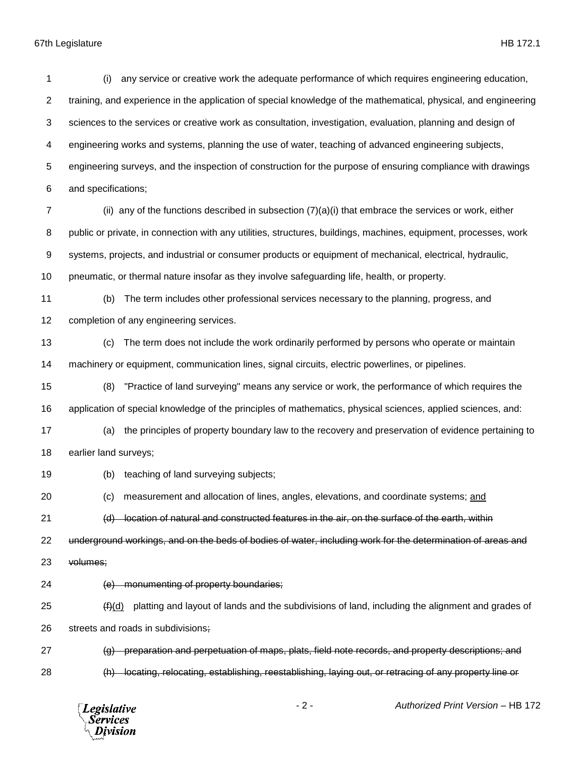(i) any service or creative work the adequate performance of which requires engineering education, training, and experience in the application of special knowledge of the mathematical, physical, and engineering sciences to the services or creative work as consultation, investigation, evaluation, planning and design of engineering works and systems, planning the use of water, teaching of advanced engineering subjects, engineering surveys, and the inspection of construction for the purpose of ensuring compliance with drawings and specifications;

(ii) any of the functions described in subsection (7)(a)(i) that embrace the services or work, either public or private, in connection with any utilities, structures, buildings, machines, equipment, processes, work systems, projects, and industrial or consumer products or equipment of mechanical, electrical, hydraulic, pneumatic, or thermal nature insofar as they involve safeguarding life, health, or property.

(b) The term includes other professional services necessary to the planning, progress, and completion of any engineering services.

(c) The term does not include the work ordinarily performed by persons who operate or maintain machinery or equipment, communication lines, signal circuits, electric powerlines, or pipelines.

(8) "Practice of land surveying" means any service or work, the performance of which requires the application of special knowledge of the principles of mathematics, physical sciences, applied sciences, and:

(a) the principles of property boundary law to the recovery and preservation of evidence pertaining to earlier land surveys;

(b) teaching of land surveying subjects;

(c) measurement and allocation of lines, angles, elevations, and coordinate systems; <u>and</u>

~~(d) location of natural and constructed features in the air, on the surface of the earth, within underground workings, and on the beds of bodies of water, including work for the determination of areas and volumes;~~

~~(e) monumenting of property boundaries;~~

~~(f)~~<u>(d)</u> platting and layout of lands and the subdivisions of land, including the alignment and grades of streets and roads in subdivisions~~;~~

~~(g) preparation and perpetuation of maps, plats, field note records, and property descriptions; and~~

~~(h) locating, relocating, establishing, reestablishing, laying out, or retracing of any property line or~~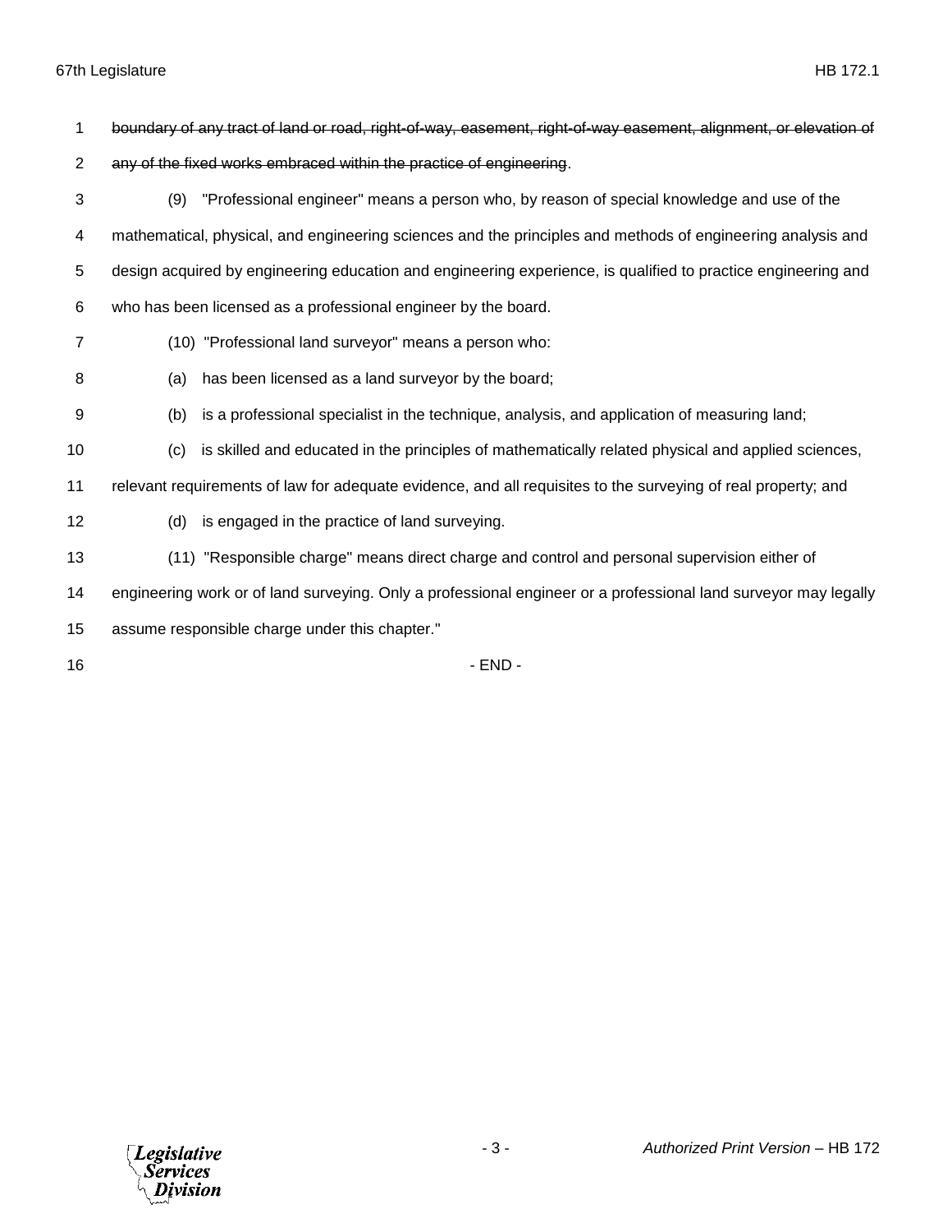~~boundary of any tract of land or road, right-of-way, easement, right-of-way easement, alignment, or elevation of any of the fixed works embraced within the practice of engineering~~.

(9) "Professional engineer" means a person who, by reason of special knowledge and use of the mathematical, physical, and engineering sciences and the principles and methods of engineering analysis and design acquired by engineering education and engineering experience, is qualified to practice engineering and who has been licensed as a professional engineer by the board.

(10) "Professional land surveyor" means a person who:

(a) has been licensed as a land surveyor by the board;

(b) is a professional specialist in the technique, analysis, and application of measuring land;

(c) is skilled and educated in the principles of mathematically related physical and applied sciences, relevant requirements of law for adequate evidence, and all requisites to the surveying of real property; and

(d) is engaged in the practice of land surveying.

(11) "Responsible charge" means direct charge and control and personal supervision either of engineering work or of land surveying. Only a professional engineer or a professional land surveyor may legally assume responsible charge under this chapter."

\- END -